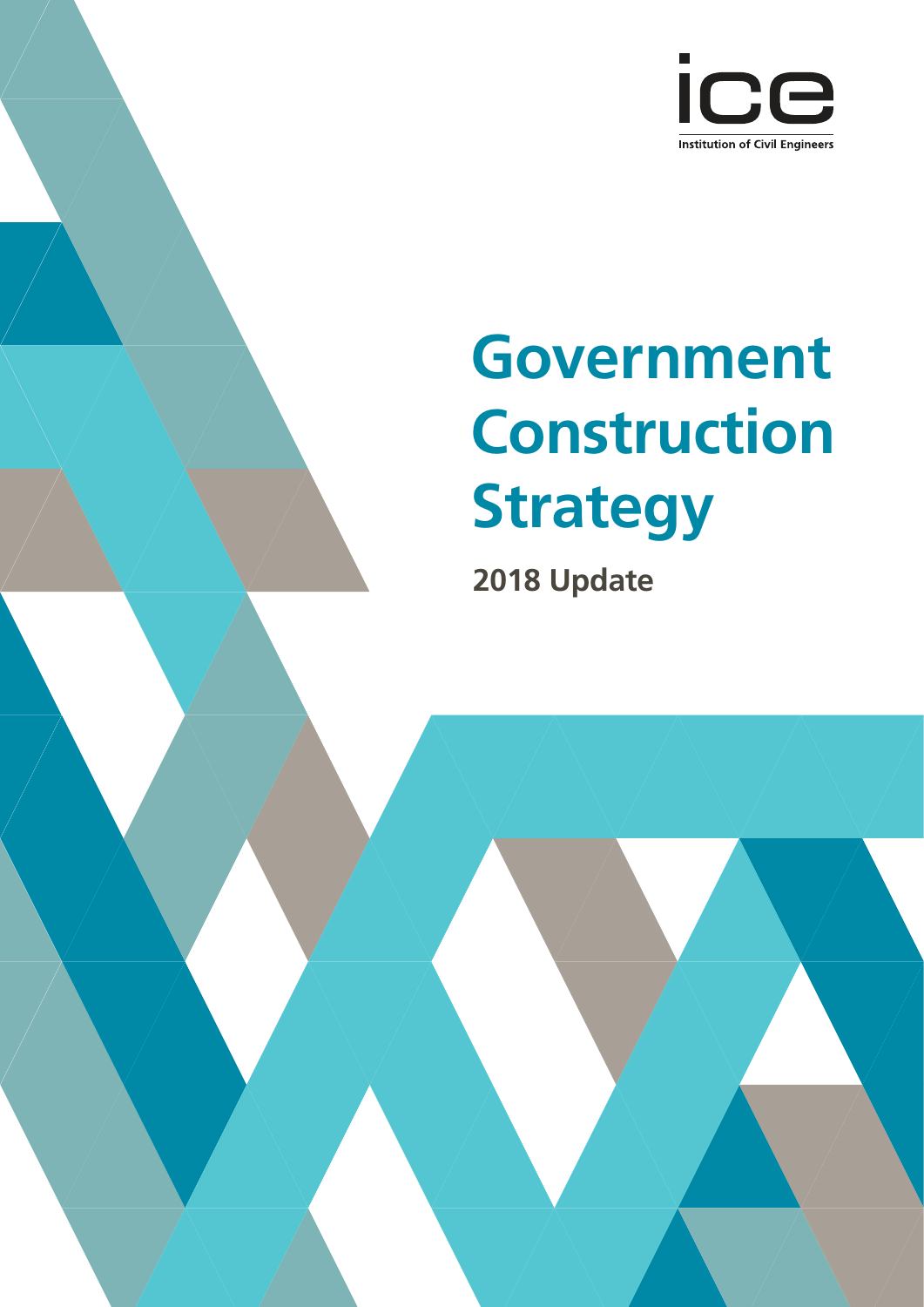ice

Institution of Civil Engineers

# Government Construction Strategy

## 2018 Update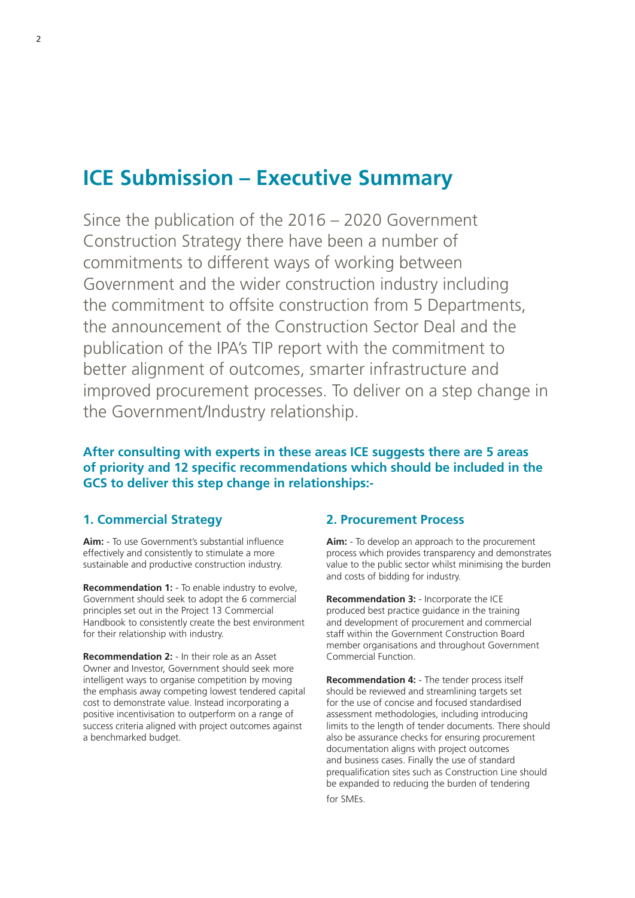# ICE Submission – Executive Summary

Since the publication of the 2016 – 2020 Government Construction Strategy there have been a number of commitments to different ways of working between Government and the wider construction industry including the commitment to offsite construction from 5 Departments, the announcement of the Construction Sector Deal and the publication of the IPA's TIP report with the commitment to better alignment of outcomes, smarter infrastructure and improved procurement processes. To deliver on a step change in the Government/Industry relationship.

**After consulting with experts in these areas ICE suggests there are 5 areas of priority and 12 specific recommendations which should be included in the GCS to deliver this step change in relationships:-**

### 1. Commercial Strategy

**Aim:** - To use Government's substantial influence effectively and consistently to stimulate a more sustainable and productive construction industry.

**Recommendation 1:** - To enable industry to evolve, Government should seek to adopt the 6 commercial principles set out in the Project 13 Commercial Handbook to consistently create the best environment for their relationship with industry.

**Recommendation 2:** - In their role as an Asset Owner and Investor, Government should seek more intelligent ways to organise competition by moving the emphasis away competing lowest tendered capital cost to demonstrate value. Instead incorporating a positive incentivisation to outperform on a range of success criteria aligned with project outcomes against a benchmarked budget.

### 2. Procurement Process

**Aim:** - To develop an approach to the procurement process which provides transparency and demonstrates value to the public sector whilst minimising the burden and costs of bidding for industry.

**Recommendation 3:** - Incorporate the ICE produced best practice guidance in the training and development of procurement and commercial staff within the Government Construction Board member organisations and throughout Government Commercial Function.

**Recommendation 4:** - The tender process itself should be reviewed and streamlining targets set for the use of concise and focused standardised assessment methodologies, including introducing limits to the length of tender documents. There should also be assurance checks for ensuring procurement documentation aligns with project outcomes and business cases. Finally the use of standard prequalification sites such as Construction Line should be expanded to reducing the burden of tendering for SMEs.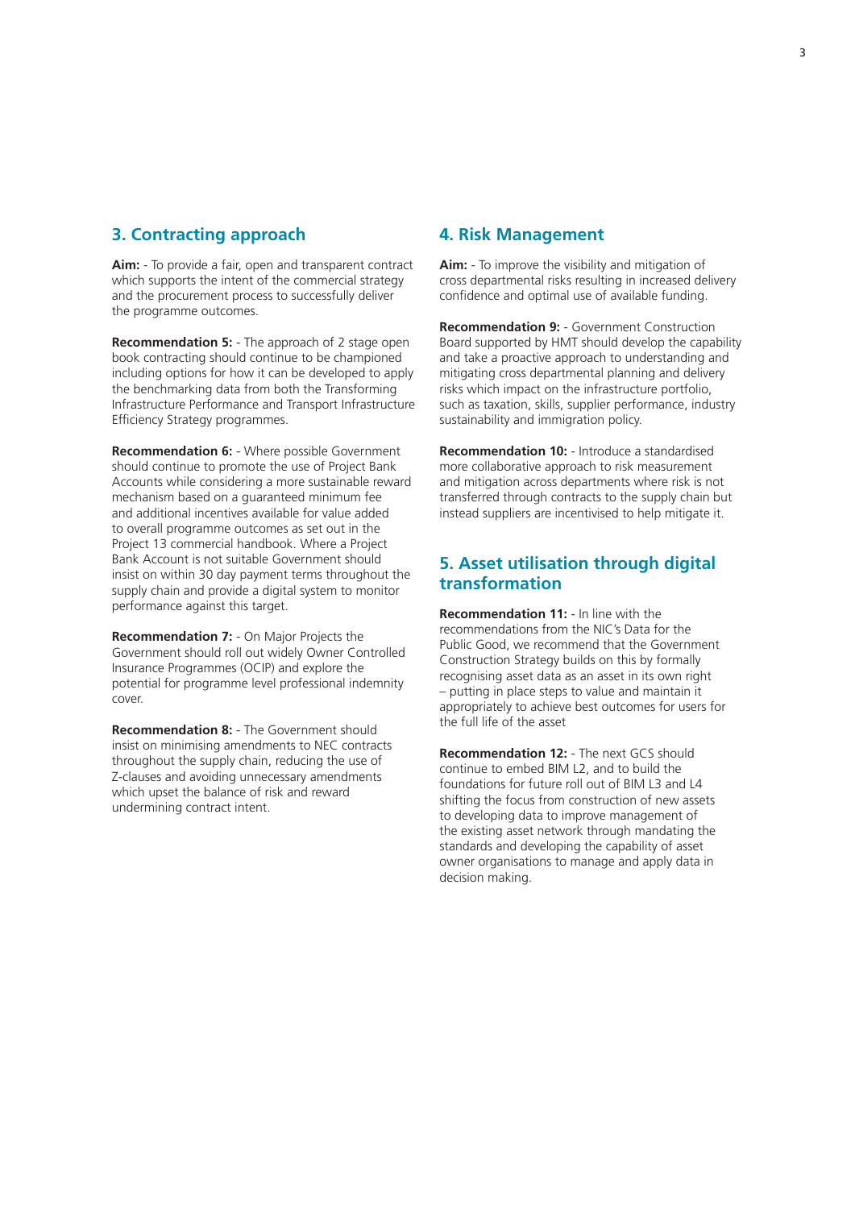## 3. Contracting approach

**Aim:** - To provide a fair, open and transparent contract which supports the intent of the commercial strategy and the procurement process to successfully deliver the programme outcomes.

**Recommendation 5:** - The approach of 2 stage open book contracting should continue to be championed including options for how it can be developed to apply the benchmarking data from both the Transforming Infrastructure Performance and Transport Infrastructure Efficiency Strategy programmes.

**Recommendation 6:** - Where possible Government should continue to promote the use of Project Bank Accounts while considering a more sustainable reward mechanism based on a guaranteed minimum fee and additional incentives available for value added to overall programme outcomes as set out in the Project 13 commercial handbook. Where a Project Bank Account is not suitable Government should insist on within 30 day payment terms throughout the supply chain and provide a digital system to monitor performance against this target.

**Recommendation 7:** - On Major Projects the Government should roll out widely Owner Controlled Insurance Programmes (OCIP) and explore the potential for programme level professional indemnity cover.

**Recommendation 8:** - The Government should insist on minimising amendments to NEC contracts throughout the supply chain, reducing the use of Z-clauses and avoiding unnecessary amendments which upset the balance of risk and reward undermining contract intent.

## 4. Risk Management

**Aim:** - To improve the visibility and mitigation of cross departmental risks resulting in increased delivery confidence and optimal use of available funding.

**Recommendation 9:** - Government Construction Board supported by HMT should develop the capability and take a proactive approach to understanding and mitigating cross departmental planning and delivery risks which impact on the infrastructure portfolio, such as taxation, skills, supplier performance, industry sustainability and immigration policy.

**Recommendation 10:** - Introduce a standardised more collaborative approach to risk measurement and mitigation across departments where risk is not transferred through contracts to the supply chain but instead suppliers are incentivised to help mitigate it.

## 5. Asset utilisation through digital transformation

**Recommendation 11:** - In line with the recommendations from the NIC's Data for the Public Good, we recommend that the Government Construction Strategy builds on this by formally recognising asset data as an asset in its own right – putting in place steps to value and maintain it appropriately to achieve best outcomes for users for the full life of the asset

**Recommendation 12:** - The next GCS should continue to embed BIM L2, and to build the foundations for future roll out of BIM L3 and L4 shifting the focus from construction of new assets to developing data to improve management of the existing asset network through mandating the standards and developing the capability of asset owner organisations to manage and apply data in decision making.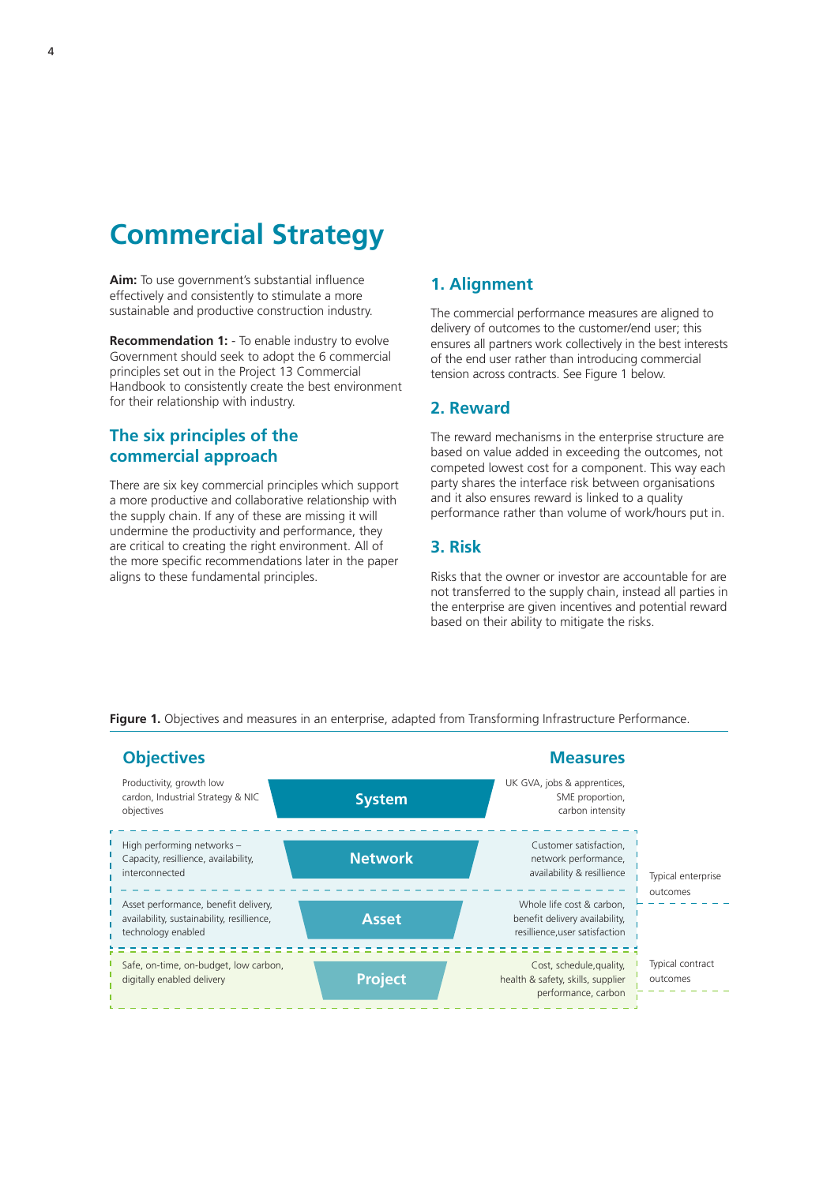# Commercial Strategy

**Aim:** To use government's substantial influence effectively and consistently to stimulate a more sustainable and productive construction industry.

**Recommendation 1:** - To enable industry to evolve Government should seek to adopt the 6 commercial principles set out in the Project 13 Commercial Handbook to consistently create the best environment for their relationship with industry.

## The six principles of the commercial approach

There are six key commercial principles which support a more productive and collaborative relationship with the supply chain. If any of these are missing it will undermine the productivity and performance, they are critical to creating the right environment. All of the more specific recommendations later in the paper aligns to these fundamental principles.

## 1. Alignment

The commercial performance measures are aligned to delivery of outcomes to the customer/end user; this ensures all partners work collectively in the best interests of the end user rather than introducing commercial tension across contracts. See Figure 1 below.

## 2. Reward

The reward mechanisms in the enterprise structure are based on value added in exceeding the outcomes, not competed lowest cost for a component. This way each party shares the interface risk between organisations and it also ensures reward is linked to a quality performance rather than volume of work/hours put in.

## 3. Risk

Risks that the owner or investor are accountable for are not transferred to the supply chain, instead all parties in the enterprise are given incentives and potential reward based on their ability to mitigate the risks.

**Figure 1.** Objectives and measures in an enterprise, adapted from Transforming Infrastructure Performance.

| Objectives | Level | Measures | |
|---|---|---|---|
| Productivity, growth low cardon, Industrial Strategy & NIC objectives | System | UK GVA, jobs & apprentices, SME proportion, carbon intensity | |
| High performing networks – Capacity, resillience, availability, interconnected | Network | Customer satisfaction, network performance, availability & resillience | Typical enterprise outcomes |
| Asset performance, benefit delivery, availability, sustainability, resillience, technology enabled | Asset | Whole life cost & carbon, benefit delivery availability, resillience,user satisfaction | Typical enterprise outcomes |
| Safe, on-time, on-budget, low carbon, digitally enabled delivery | Project | Cost, schedule,quality, health & safety, skills, supplier performance, carbon | Typical contract outcomes |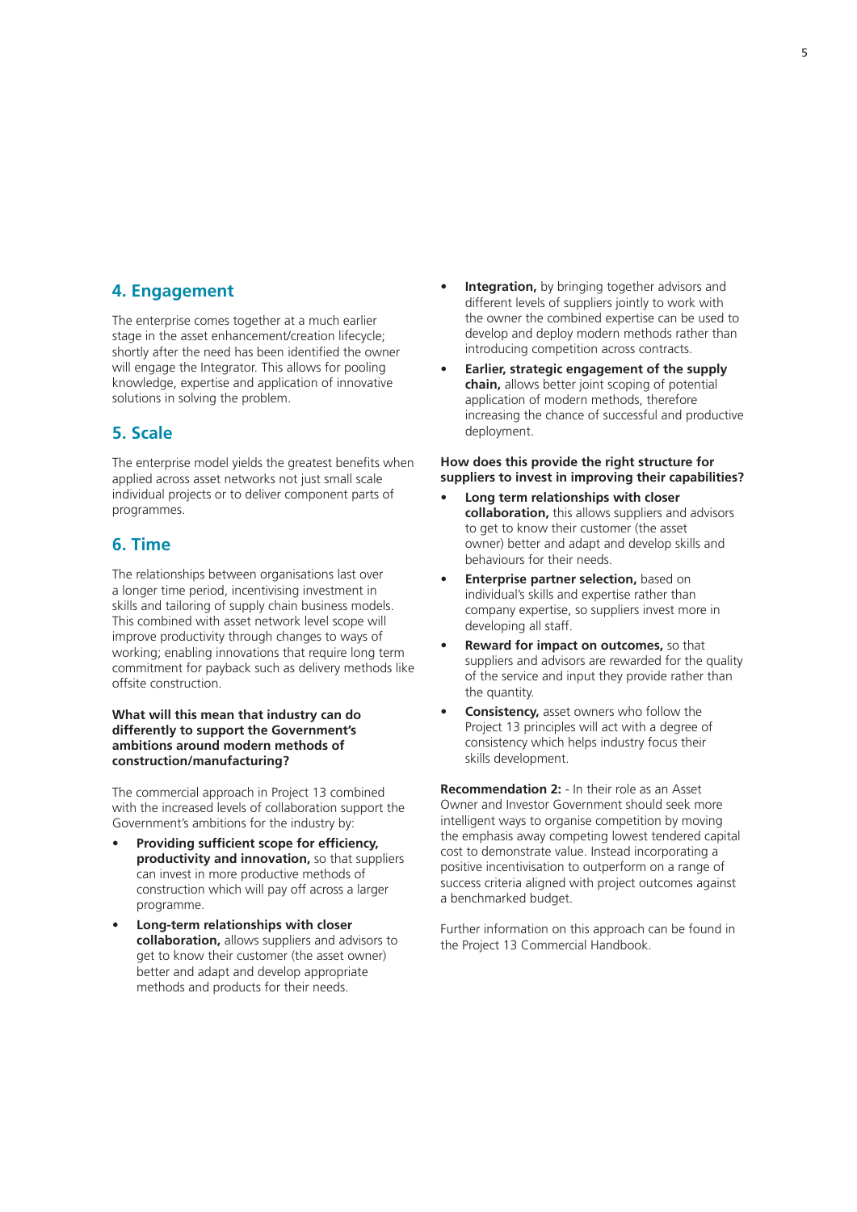## 4. Engagement

The enterprise comes together at a much earlier stage in the asset enhancement/creation lifecycle; shortly after the need has been identified the owner will engage the Integrator. This allows for pooling knowledge, expertise and application of innovative solutions in solving the problem.

## 5. Scale

The enterprise model yields the greatest benefits when applied across asset networks not just small scale individual projects or to deliver component parts of programmes.

## 6. Time

The relationships between organisations last over a longer time period, incentivising investment in skills and tailoring of supply chain business models. This combined with asset network level scope will improve productivity through changes to ways of working; enabling innovations that require long term commitment for payback such as delivery methods like offsite construction.

**What will this mean that industry can do differently to support the Government's ambitions around modern methods of construction/manufacturing?**

The commercial approach in Project 13 combined with the increased levels of collaboration support the Government's ambitions for the industry by:

- **Providing sufficient scope for efficiency, productivity and innovation,** so that suppliers can invest in more productive methods of construction which will pay off across a larger programme.
- **Long-term relationships with closer collaboration,** allows suppliers and advisors to get to know their customer (the asset owner) better and adapt and develop appropriate methods and products for their needs.
- **Integration,** by bringing together advisors and different levels of suppliers jointly to work with the owner the combined expertise can be used to develop and deploy modern methods rather than introducing competition across contracts.
- **Earlier, strategic engagement of the supply chain,** allows better joint scoping of potential application of modern methods, therefore increasing the chance of successful and productive deployment.

**How does this provide the right structure for suppliers to invest in improving their capabilities?**

- **Long term relationships with closer collaboration,** this allows suppliers and advisors to get to know their customer (the asset owner) better and adapt and develop skills and behaviours for their needs.
- **Enterprise partner selection,** based on individual's skills and expertise rather than company expertise, so suppliers invest more in developing all staff.
- **Reward for impact on outcomes,** so that suppliers and advisors are rewarded for the quality of the service and input they provide rather than the quantity.
- **Consistency,** asset owners who follow the Project 13 principles will act with a degree of consistency which helps industry focus their skills development.

**Recommendation 2:** - In their role as an Asset Owner and Investor Government should seek more intelligent ways to organise competition by moving the emphasis away competing lowest tendered capital cost to demonstrate value. Instead incorporating a positive incentivisation to outperform on a range of success criteria aligned with project outcomes against a benchmarked budget.

Further information on this approach can be found in the Project 13 Commercial Handbook.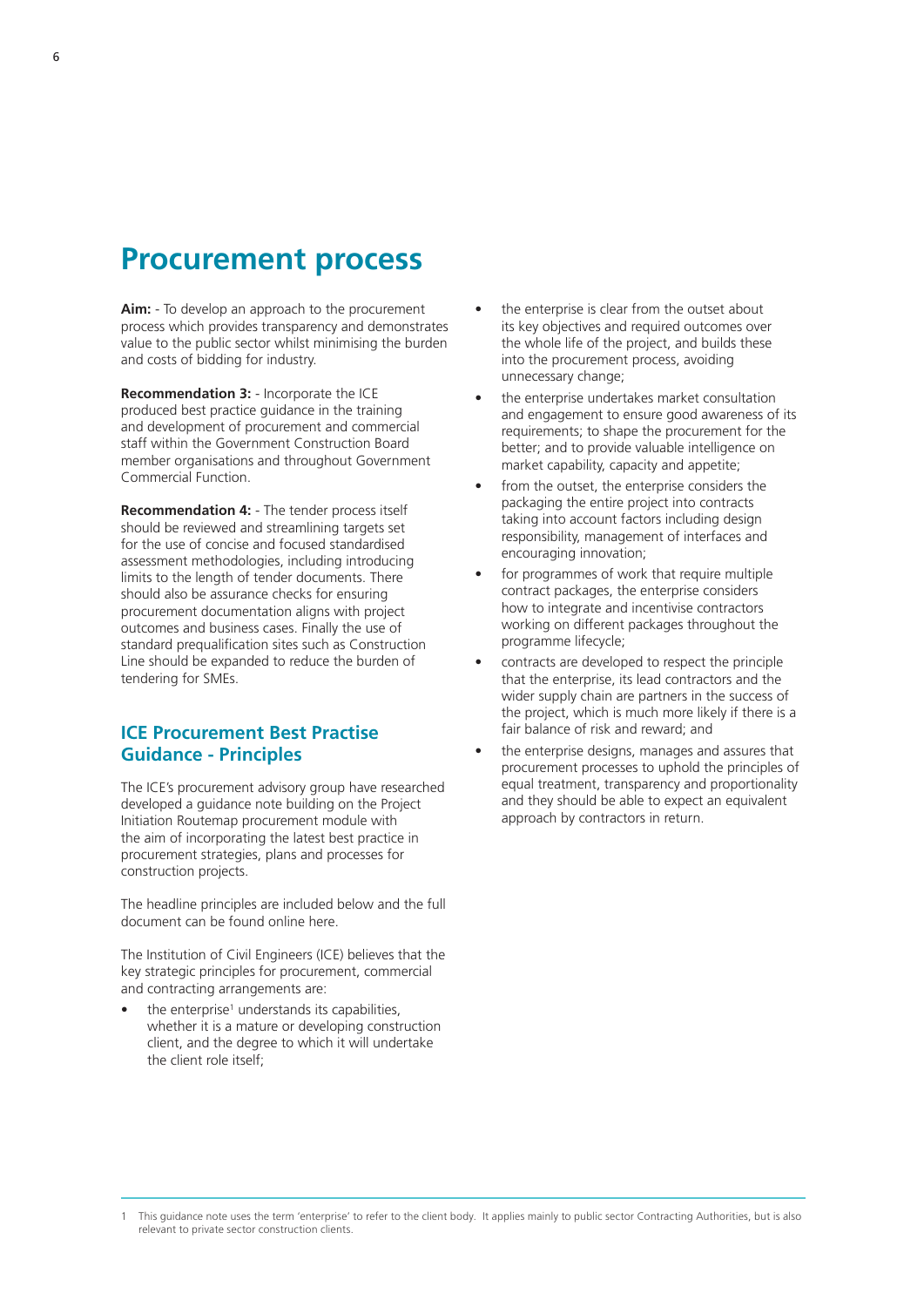# Procurement process

**Aim:** - To develop an approach to the procurement process which provides transparency and demonstrates value to the public sector whilst minimising the burden and costs of bidding for industry.

**Recommendation 3:** - Incorporate the ICE produced best practice guidance in the training and development of procurement and commercial staff within the Government Construction Board member organisations and throughout Government Commercial Function.

**Recommendation 4:** - The tender process itself should be reviewed and streamlining targets set for the use of concise and focused standardised assessment methodologies, including introducing limits to the length of tender documents. There should also be assurance checks for ensuring procurement documentation aligns with project outcomes and business cases. Finally the use of standard prequalification sites such as Construction Line should be expanded to reduce the burden of tendering for SMEs.

## ICE Procurement Best Practise Guidance - Principles

The ICE's procurement advisory group have researched developed a guidance note building on the Project Initiation Routemap procurement module with the aim of incorporating the latest best practice in procurement strategies, plans and processes for construction projects.

The headline principles are included below and the full document can be found online here.

The Institution of Civil Engineers (ICE) believes that the key strategic principles for procurement, commercial and contracting arrangements are:

- the enterprise[1] understands its capabilities, whether it is a mature or developing construction client, and the degree to which it will undertake the client role itself;
- the enterprise is clear from the outset about its key objectives and required outcomes over the whole life of the project, and builds these into the procurement process, avoiding unnecessary change;
- the enterprise undertakes market consultation and engagement to ensure good awareness of its requirements; to shape the procurement for the better; and to provide valuable intelligence on market capability, capacity and appetite;
- from the outset, the enterprise considers the packaging the entire project into contracts taking into account factors including design responsibility, management of interfaces and encouraging innovation;
- for programmes of work that require multiple contract packages, the enterprise considers how to integrate and incentivise contractors working on different packages throughout the programme lifecycle;
- contracts are developed to respect the principle that the enterprise, its lead contractors and the wider supply chain are partners in the success of the project, which is much more likely if there is a fair balance of risk and reward; and
- the enterprise designs, manages and assures that procurement processes to uphold the principles of equal treatment, transparency and proportionality and they should be able to expect an equivalent approach by contractors in return.

---

1 This guidance note uses the term 'enterprise' to refer to the client body. It applies mainly to public sector Contracting Authorities, but is also relevant to private sector construction clients.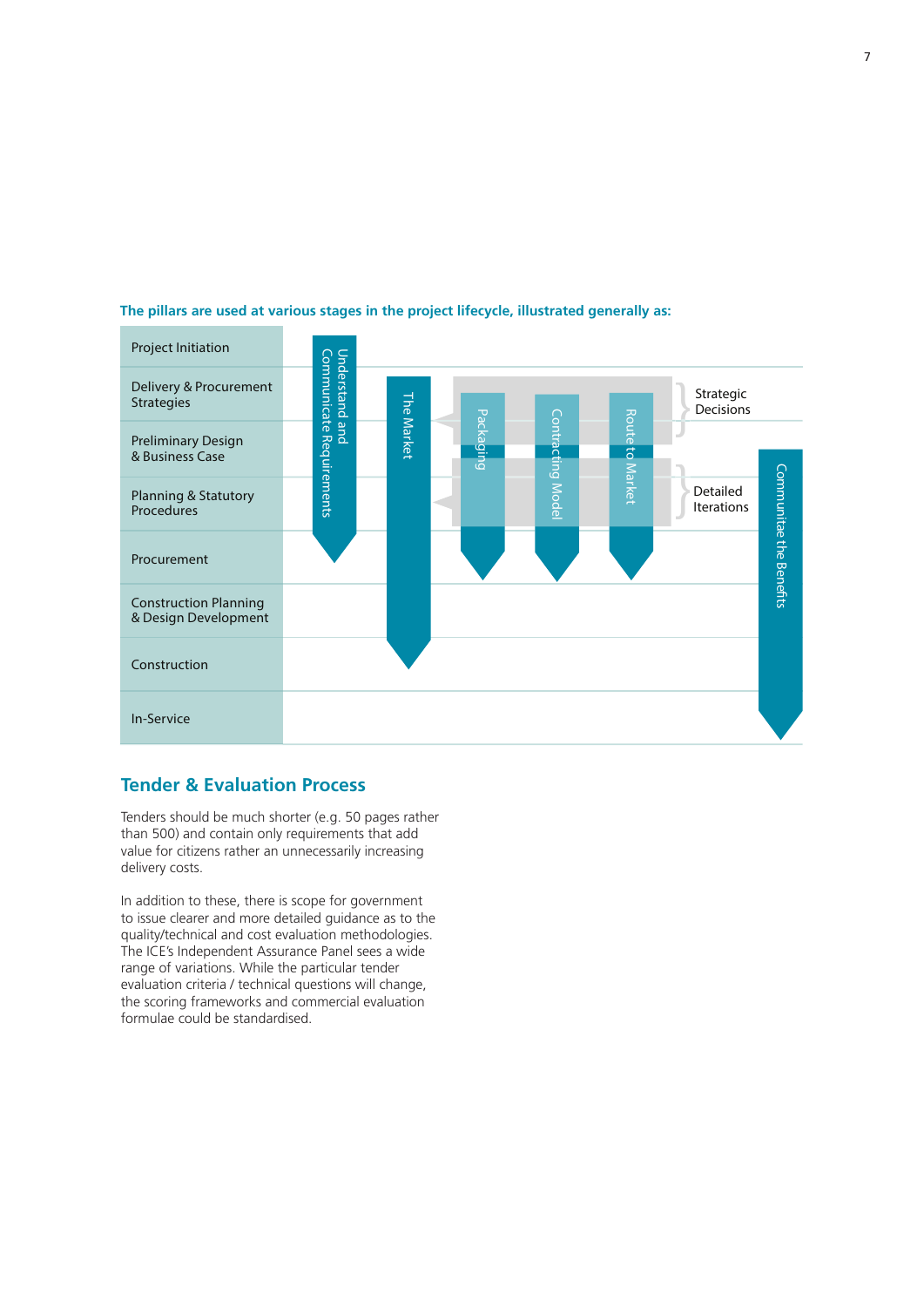**The pillars are used at various stages in the project lifecycle, illustrated generally as:**

| Project stage | Pillars |
|---|---|
| Project Initiation | Understand and Communicate Requirements |
| Delivery & Procurement Strategies | Understand and Communicate Requirements; The Market; Packaging, Contracting Model, Route to Market (Strategic Decisions) |
| Preliminary Design & Business Case | Understand and Communicate Requirements; The Market; Packaging, Contracting Model, Route to Market (Strategic Decisions / Detailed Iterations) |
| Planning & Statutory Procedures | Understand and Communicate Requirements; The Market; Packaging, Contracting Model, Route to Market (Detailed Iterations); Communitae the Benefits |
| Procurement | The Market; Packaging; Contracting Model; Route to Market; Communitae the Benefits |
| Construction Planning & Design Development | The Market; Communitae the Benefits |
| Construction | The Market; Communitae the Benefits |
| In-Service | Communitae the Benefits |

## Tender & Evaluation Process

Tenders should be much shorter (e.g. 50 pages rather than 500) and contain only requirements that add value for citizens rather an unnecessarily increasing delivery costs.

In addition to these, there is scope for government to issue clearer and more detailed guidance as to the quality/technical and cost evaluation methodologies. The ICE's Independent Assurance Panel sees a wide range of variations. While the particular tender evaluation criteria / technical questions will change, the scoring frameworks and commercial evaluation formulae could be standardised.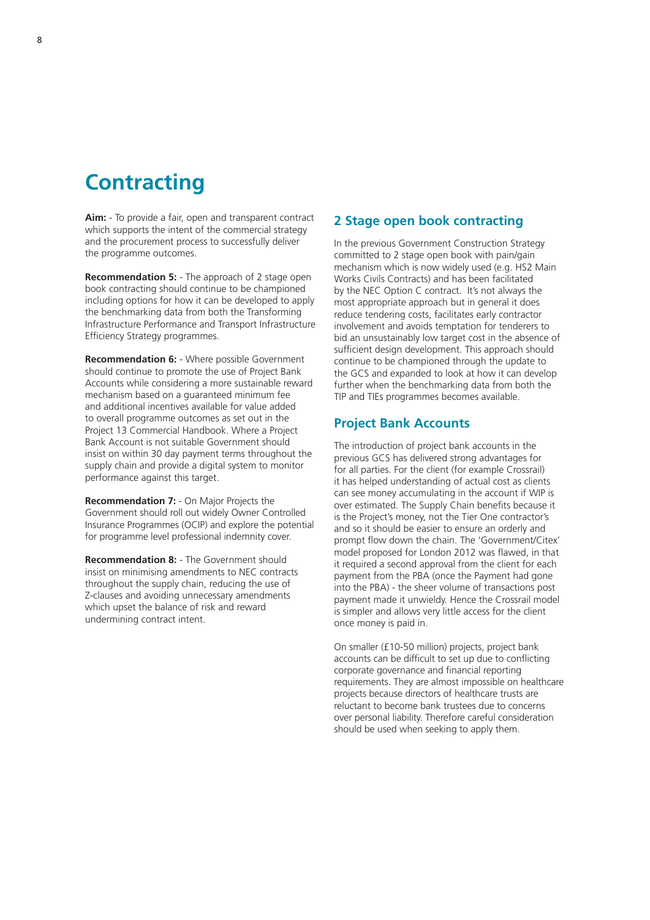# Contracting

**Aim:** - To provide a fair, open and transparent contract which supports the intent of the commercial strategy and the procurement process to successfully deliver the programme outcomes.

**Recommendation 5:** - The approach of 2 stage open book contracting should continue to be championed including options for how it can be developed to apply the benchmarking data from both the Transforming Infrastructure Performance and Transport Infrastructure Efficiency Strategy programmes.

**Recommendation 6:** - Where possible Government should continue to promote the use of Project Bank Accounts while considering a more sustainable reward mechanism based on a guaranteed minimum fee and additional incentives available for value added to overall programme outcomes as set out in the Project 13 Commercial Handbook. Where a Project Bank Account is not suitable Government should insist on within 30 day payment terms throughout the supply chain and provide a digital system to monitor performance against this target.

**Recommendation 7:** - On Major Projects the Government should roll out widely Owner Controlled Insurance Programmes (OCIP) and explore the potential for programme level professional indemnity cover.

**Recommendation 8:** - The Government should insist on minimising amendments to NEC contracts throughout the supply chain, reducing the use of Z-clauses and avoiding unnecessary amendments which upset the balance of risk and reward undermining contract intent.

## 2 Stage open book contracting

In the previous Government Construction Strategy committed to 2 stage open book with pain/gain mechanism which is now widely used (e.g. HS2 Main Works Civils Contracts) and has been facilitated by the NEC Option C contract. It's not always the most appropriate approach but in general it does reduce tendering costs, facilitates early contractor involvement and avoids temptation for tenderers to bid an unsustainably low target cost in the absence of sufficient design development. This approach should continue to be championed through the update to the GCS and expanded to look at how it can develop further when the benchmarking data from both the TIP and TIEs programmes becomes available.

## Project Bank Accounts

The introduction of project bank accounts in the previous GCS has delivered strong advantages for for all parties. For the client (for example Crossrail) it has helped understanding of actual cost as clients can see money accumulating in the account if WIP is over estimated. The Supply Chain benefits because it is the Project's money, not the Tier One contractor's and so it should be easier to ensure an orderly and prompt flow down the chain. The 'Government/Citex' model proposed for London 2012 was flawed, in that it required a second approval from the client for each payment from the PBA (once the Payment had gone into the PBA) - the sheer volume of transactions post payment made it unwieldy. Hence the Crossrail model is simpler and allows very little access for the client once money is paid in.

On smaller (£10-50 million) projects, project bank accounts can be difficult to set up due to conflicting corporate governance and financial reporting requirements. They are almost impossible on healthcare projects because directors of healthcare trusts are reluctant to become bank trustees due to concerns over personal liability. Therefore careful consideration should be used when seeking to apply them.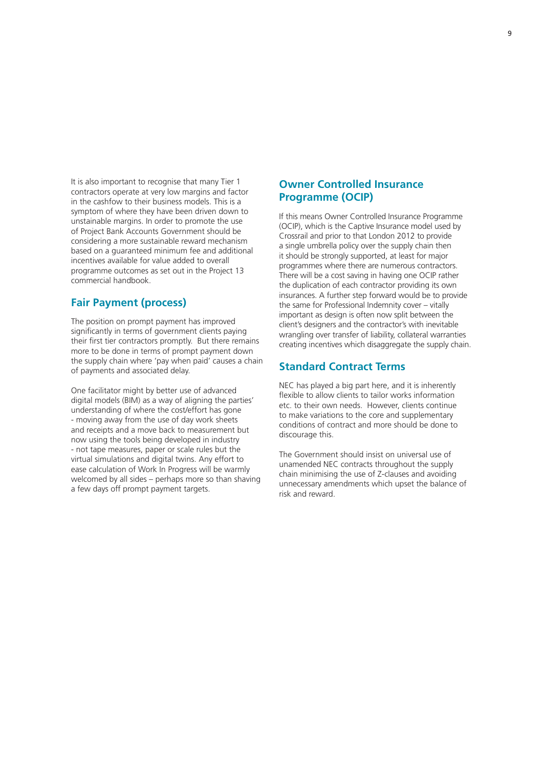It is also important to recognise that many Tier 1 contractors operate at very low margins and factor in the cashfow to their business models. This is a symptom of where they have been driven down to unsustainable margins. In order to promote the use of Project Bank Accounts Government should be considering a more sustainable reward mechanism based on a guaranteed minimum fee and additional incentives available for value added to overall programme outcomes as set out in the Project 13 commercial handbook.

## Fair Payment (process)

The position on prompt payment has improved significantly in terms of government clients paying their first tier contractors promptly. But there remains more to be done in terms of prompt payment down the supply chain where 'pay when paid' causes a chain of payments and associated delay.

One facilitator might by better use of advanced digital models (BIM) as a way of aligning the parties' understanding of where the cost/effort has gone - moving away from the use of day work sheets and receipts and a move back to measurement but now using the tools being developed in industry - not tape measures, paper or scale rules but the virtual simulations and digital twins. Any effort to ease calculation of Work In Progress will be warmly welcomed by all sides – perhaps more so than shaving a few days off prompt payment targets.

## Owner Controlled Insurance Programme (OCIP)

If this means Owner Controlled Insurance Programme (OCIP), which is the Captive Insurance model used by Crossrail and prior to that London 2012 to provide a single umbrella policy over the supply chain then it should be strongly supported, at least for major programmes where there are numerous contractors. There will be a cost saving in having one OCIP rather the duplication of each contractor providing its own insurances. A further step forward would be to provide the same for Professional Indemnity cover – vitally important as design is often now split between the client's designers and the contractor's with inevitable wrangling over transfer of liability, collateral warranties creating incentives which disaggregate the supply chain.

## Standard Contract Terms

NEC has played a big part here, and it is inherently flexible to allow clients to tailor works information etc. to their own needs. However, clients continue to make variations to the core and supplementary conditions of contract and more should be done to discourage this.

The Government should insist on universal use of unamended NEC contracts throughout the supply chain minimising the use of Z-clauses and avoiding unnecessary amendments which upset the balance of risk and reward.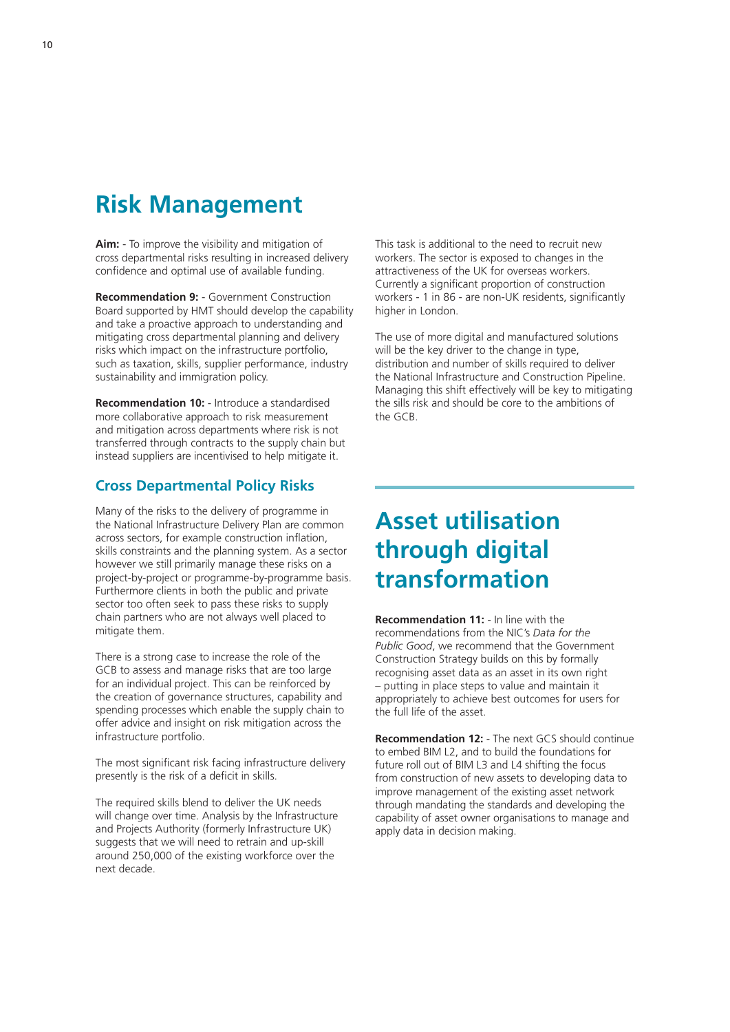## Risk Management

**Aim:** - To improve the visibility and mitigation of cross departmental risks resulting in increased delivery confidence and optimal use of available funding.

**Recommendation 9:** - Government Construction Board supported by HMT should develop the capability and take a proactive approach to understanding and mitigating cross departmental planning and delivery risks which impact on the infrastructure portfolio, such as taxation, skills, supplier performance, industry sustainability and immigration policy.

**Recommendation 10:** - Introduce a standardised more collaborative approach to risk measurement and mitigation across departments where risk is not transferred through contracts to the supply chain but instead suppliers are incentivised to help mitigate it.

### Cross Departmental Policy Risks

Many of the risks to the delivery of programme in the National Infrastructure Delivery Plan are common across sectors, for example construction inflation, skills constraints and the planning system. As a sector however we still primarily manage these risks on a project-by-project or programme-by-programme basis. Furthermore clients in both the public and private sector too often seek to pass these risks to supply chain partners who are not always well placed to mitigate them.

There is a strong case to increase the role of the GCB to assess and manage risks that are too large for an individual project. This can be reinforced by the creation of governance structures, capability and spending processes which enable the supply chain to offer advice and insight on risk mitigation across the infrastructure portfolio.

The most significant risk facing infrastructure delivery presently is the risk of a deficit in skills.

The required skills blend to deliver the UK needs will change over time. Analysis by the Infrastructure and Projects Authority (formerly Infrastructure UK) suggests that we will need to retrain and up-skill around 250,000 of the existing workforce over the next decade.

This task is additional to the need to recruit new workers. The sector is exposed to changes in the attractiveness of the UK for overseas workers. Currently a significant proportion of construction workers - 1 in 86 - are non-UK residents, significantly higher in London.

The use of more digital and manufactured solutions will be the key driver to the change in type, distribution and number of skills required to deliver the National Infrastructure and Construction Pipeline. Managing this shift effectively will be key to mitigating the sills risk and should be core to the ambitions of the GCB.

## Asset utilisation through digital transformation

**Recommendation 11:** - In line with the recommendations from the NIC's *Data for the Public Good*, we recommend that the Government Construction Strategy builds on this by formally recognising asset data as an asset in its own right – putting in place steps to value and maintain it appropriately to achieve best outcomes for users for the full life of the asset.

**Recommendation 12:** - The next GCS should continue to embed BIM L2, and to build the foundations for future roll out of BIM L3 and L4 shifting the focus from construction of new assets to developing data to improve management of the existing asset network through mandating the standards and developing the capability of asset owner organisations to manage and apply data in decision making.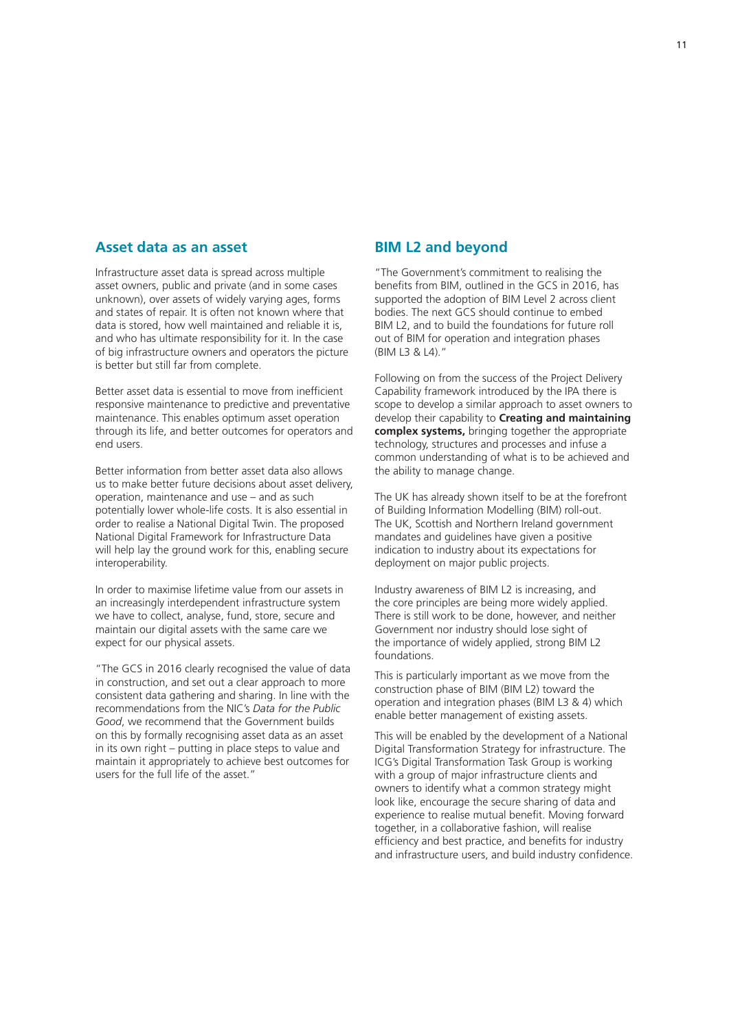## Asset data as an asset

Infrastructure asset data is spread across multiple asset owners, public and private (and in some cases unknown), over assets of widely varying ages, forms and states of repair. It is often not known where that data is stored, how well maintained and reliable it is, and who has ultimate responsibility for it. In the case of big infrastructure owners and operators the picture is better but still far from complete.

Better asset data is essential to move from inefficient responsive maintenance to predictive and preventative maintenance. This enables optimum asset operation through its life, and better outcomes for operators and end users.

Better information from better asset data also allows us to make better future decisions about asset delivery, operation, maintenance and use – and as such potentially lower whole-life costs. It is also essential in order to realise a National Digital Twin. The proposed National Digital Framework for Infrastructure Data will help lay the ground work for this, enabling secure interoperability.

In order to maximise lifetime value from our assets in an increasingly interdependent infrastructure system we have to collect, analyse, fund, store, secure and maintain our digital assets with the same care we expect for our physical assets.

"The GCS in 2016 clearly recognised the value of data in construction, and set out a clear approach to more consistent data gathering and sharing. In line with the recommendations from the NIC's *Data for the Public Good*, we recommend that the Government builds on this by formally recognising asset data as an asset in its own right – putting in place steps to value and maintain it appropriately to achieve best outcomes for users for the full life of the asset."

## BIM L2 and beyond

"The Government's commitment to realising the benefits from BIM, outlined in the GCS in 2016, has supported the adoption of BIM Level 2 across client bodies. The next GCS should continue to embed BIM L2, and to build the foundations for future roll out of BIM for operation and integration phases (BIM L3 & L4)."

Following on from the success of the Project Delivery Capability framework introduced by the IPA there is scope to develop a similar approach to asset owners to develop their capability to **Creating and maintaining complex systems,** bringing together the appropriate technology, structures and processes and infuse a common understanding of what is to be achieved and the ability to manage change.

The UK has already shown itself to be at the forefront of Building Information Modelling (BIM) roll-out. The UK, Scottish and Northern Ireland government mandates and guidelines have given a positive indication to industry about its expectations for deployment on major public projects.

Industry awareness of BIM L2 is increasing, and the core principles are being more widely applied. There is still work to be done, however, and neither Government nor industry should lose sight of the importance of widely applied, strong BIM L2 foundations.

This is particularly important as we move from the construction phase of BIM (BIM L2) toward the operation and integration phases (BIM L3 & 4) which enable better management of existing assets.

This will be enabled by the development of a National Digital Transformation Strategy for infrastructure. The ICG's Digital Transformation Task Group is working with a group of major infrastructure clients and owners to identify what a common strategy might look like, encourage the secure sharing of data and experience to realise mutual benefit. Moving forward together, in a collaborative fashion, will realise efficiency and best practice, and benefits for industry and infrastructure users, and build industry confidence.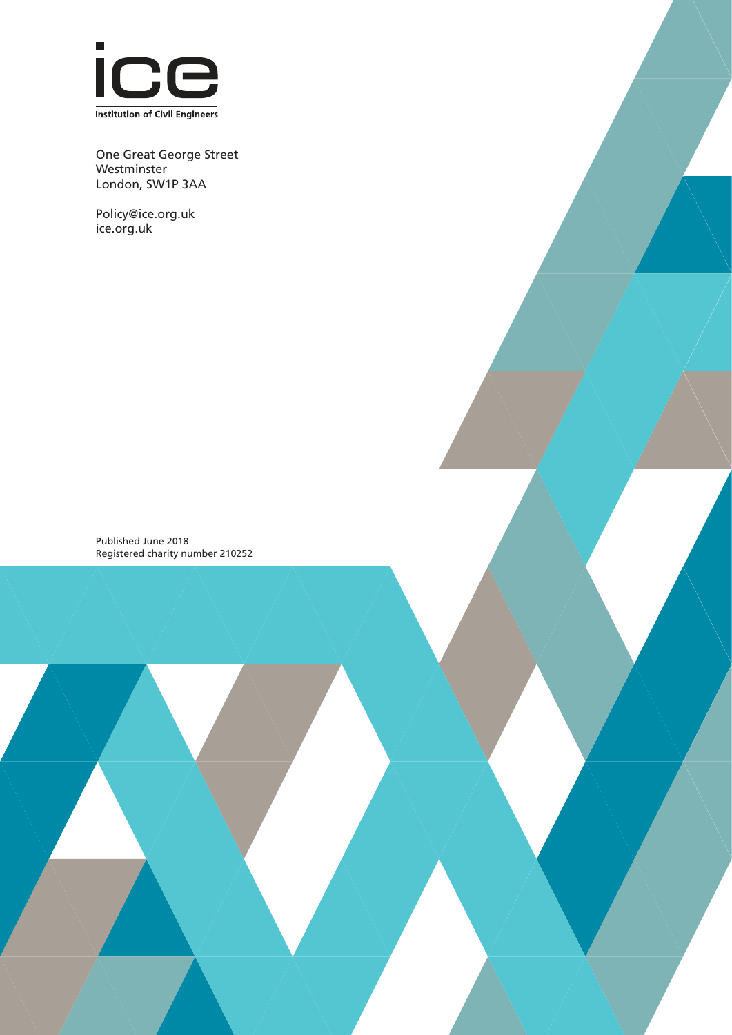ice

Institution of Civil Engineers

One Great George Street
Westminster
London, SW1P 3AA

Policy@ice.org.uk
ice.org.uk

Published June 2018
Registered charity number 210252